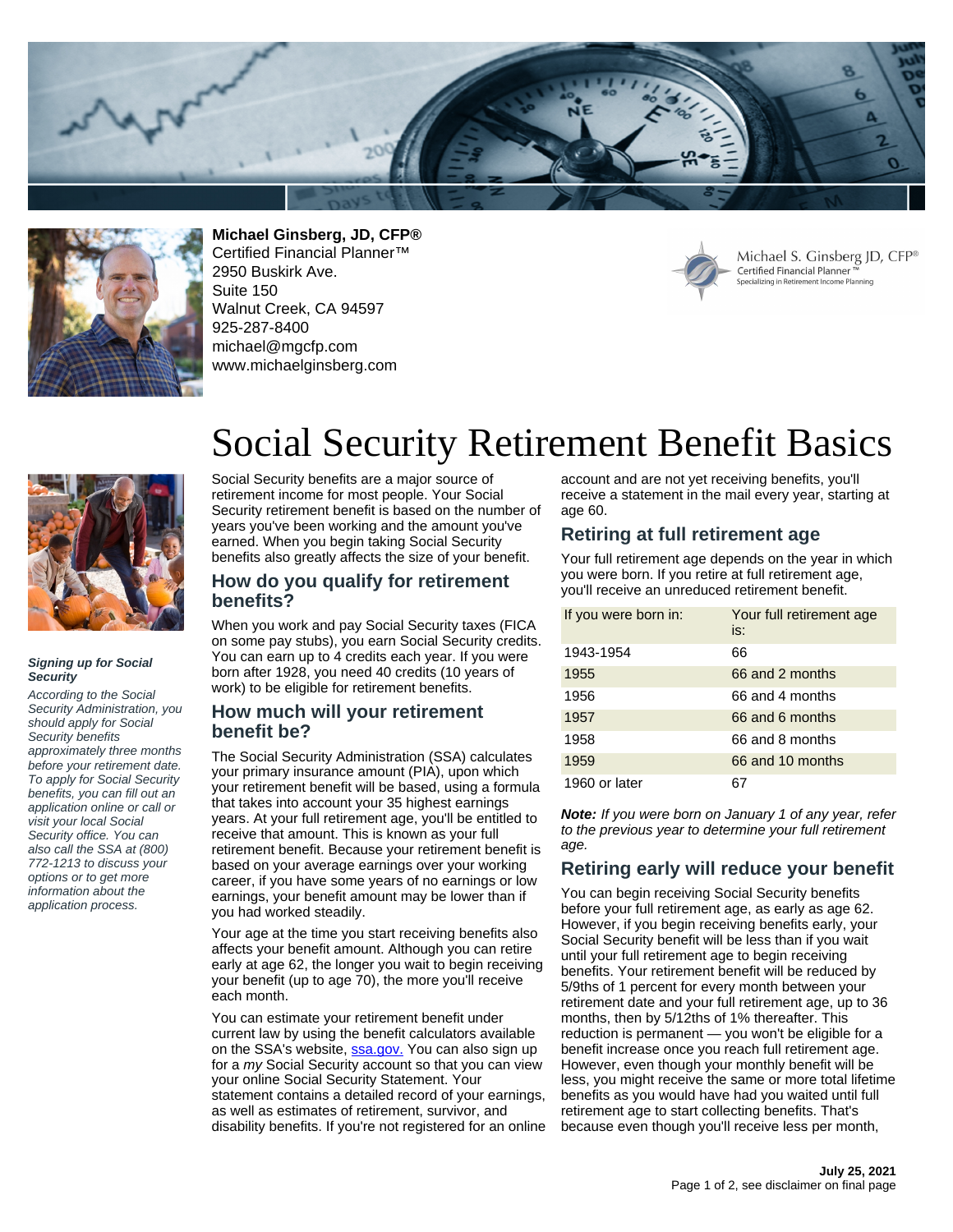**Michael Ginsberg, JD, CFP®**
Certified Financial Planner™
2950 Buskirk Ave.
Suite 150
Walnut Creek, CA 94597
925-287-8400
michael@mgcfp.com
www.michaelginsberg.com

# Social Security Retirement Benefit Basics

***Signing up for Social Security***

*According to the Social Security Administration, you should apply for Social Security benefits approximately three months before your retirement date. To apply for Social Security benefits, you can fill out an application online or call or visit your local Social Security office. You can also call the SSA at (800) 772-1213 to discuss your options or to get more information about the application process.*

Social Security benefits are a major source of retirement income for most people. Your Social Security retirement benefit is based on the number of years you've been working and the amount you've earned. When you begin taking Social Security benefits also greatly affects the size of your benefit.

## How do you qualify for retirement benefits?

When you work and pay Social Security taxes (FICA on some pay stubs), you earn Social Security credits. You can earn up to 4 credits each year. If you were born after 1928, you need 40 credits (10 years of work) to be eligible for retirement benefits.

## How much will your retirement benefit be?

The Social Security Administration (SSA) calculates your primary insurance amount (PIA), upon which your retirement benefit will be based, using a formula that takes into account your 35 highest earnings years. At your full retirement age, you'll be entitled to receive that amount. This is known as your full retirement benefit. Because your retirement benefit is based on your average earnings over your working career, if you have some years of no earnings or low earnings, your benefit amount may be lower than if you had worked steadily.

Your age at the time you start receiving benefits also affects your benefit amount. Although you can retire early at age 62, the longer you wait to begin receiving your benefit (up to age 70), the more you'll receive each month.

You can estimate your retirement benefit under current law by using the benefit calculators available on the SSA's website, ssa.gov. You can also sign up for a *my* Social Security account so that you can view your online Social Security Statement. Your statement contains a detailed record of your earnings, as well as estimates of retirement, survivor, and disability benefits. If you're not registered for an online account and are not yet receiving benefits, you'll receive a statement in the mail every year, starting at age 60.

## Retiring at full retirement age

Your full retirement age depends on the year in which you were born. If you retire at full retirement age, you'll receive an unreduced retirement benefit.

| If you were born in: | Your full retirement age is: |
|---|---|
| 1943-1954 | 66 |
| 1955 | 66 and 2 months |
| 1956 | 66 and 4 months |
| 1957 | 66 and 6 months |
| 1958 | 66 and 8 months |
| 1959 | 66 and 10 months |
| 1960 or later | 67 |

***Note:*** *If you were born on January 1 of any year, refer to the previous year to determine your full retirement age.*

## Retiring early will reduce your benefit

You can begin receiving Social Security benefits before your full retirement age, as early as age 62. However, if you begin receiving benefits early, your Social Security benefit will be less than if you wait until your full retirement age to begin receiving benefits. Your retirement benefit will be reduced by 5/9ths of 1 percent for every month between your retirement date and your full retirement age, up to 36 months, then by 5/12ths of 1% thereafter. This reduction is permanent — you won't be eligible for a benefit increase once you reach full retirement age. However, even though your monthly benefit will be less, you might receive the same or more total lifetime benefits as you would have had you waited until full retirement age to start collecting benefits. That's because even though you'll receive less per month,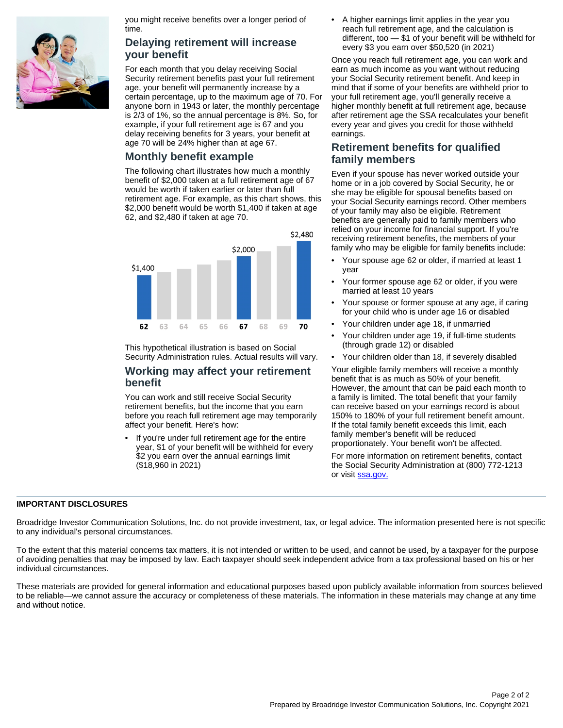you might receive benefits over a longer period of time.

## Delaying retirement will increase your benefit

For each month that you delay receiving Social Security retirement benefits past your full retirement age, your benefit will permanently increase by a certain percentage, up to the maximum age of 70. For anyone born in 1943 or later, the monthly percentage is 2/3 of 1%, so the annual percentage is 8%. So, for example, if your full retirement age is 67 and you delay receiving benefits for 3 years, your benefit at age 70 will be 24% higher than at age 67.

## Monthly benefit example

The following chart illustrates how much a monthly benefit of $2,000 taken at a full retirement age of 67 would be worth if taken earlier or later than full retirement age. For example, as this chart shows, this $2,000 benefit would be worth $1,400 if taken at age 62, and $2,480 if taken at age 70.

$1,400
$2,000
$2,480
62 63 64 65 66 67 68 69 70

This hypothetical illustration is based on Social Security Administration rules. Actual results will vary.

## Working may affect your retirement benefit

You can work and still receive Social Security retirement benefits, but the income that you earn before you reach full retirement age may temporarily affect your benefit. Here's how:

- If you're under full retirement age for the entire year, $1 of your benefit will be withheld for every $2 you earn over the annual earnings limit ($18,960 in 2021)
- A higher earnings limit applies in the year you reach full retirement age, and the calculation is different, too — $1 of your benefit will be withheld for every $3 you earn over $50,520 (in 2021)

Once you reach full retirement age, you can work and earn as much income as you want without reducing your Social Security retirement benefit. And keep in mind that if some of your benefits are withheld prior to your full retirement age, you'll generally receive a higher monthly benefit at full retirement age, because after retirement age the SSA recalculates your benefit every year and gives you credit for those withheld earnings.

## Retirement benefits for qualified family members

Even if your spouse has never worked outside your home or in a job covered by Social Security, he or she may be eligible for spousal benefits based on your Social Security earnings record. Other members of your family may also be eligible. Retirement benefits are generally paid to family members who relied on your income for financial support. If you're receiving retirement benefits, the members of your family who may be eligible for family benefits include:

- Your spouse age 62 or older, if married at least 1 year
- Your former spouse age 62 or older, if you were married at least 10 years
- Your spouse or former spouse at any age, if caring for your child who is under age 16 or disabled
- Your children under age 18, if unmarried
- Your children under age 19, if full-time students (through grade 12) or disabled
- Your children older than 18, if severely disabled

Your eligible family members will receive a monthly benefit that is as much as 50% of your benefit. However, the amount that can be paid each month to a family is limited. The total benefit that your family can receive based on your earnings record is about 150% to 180% of your full retirement benefit amount. If the total family benefit exceeds this limit, each family member's benefit will be reduced proportionately. Your benefit won't be affected.

For more information on retirement benefits, contact the Social Security Administration at (800) 772-1213 or visit [ssa.gov.](https://ssa.gov)

**IMPORTANT DISCLOSURES**

Broadridge Investor Communication Solutions, Inc. do not provide investment, tax, or legal advice. The information presented here is not specific to any individual's personal circumstances.

To the extent that this material concerns tax matters, it is not intended or written to be used, and cannot be used, by a taxpayer for the purpose of avoiding penalties that may be imposed by law. Each taxpayer should seek independent advice from a tax professional based on his or her individual circumstances.

These materials are provided for general information and educational purposes based upon publicly available information from sources believed to be reliable—we cannot assure the accuracy or completeness of these materials. The information in these materials may change at any time and without notice.

Prepared by Broadridge Investor Communication Solutions, Inc. Copyright 2021